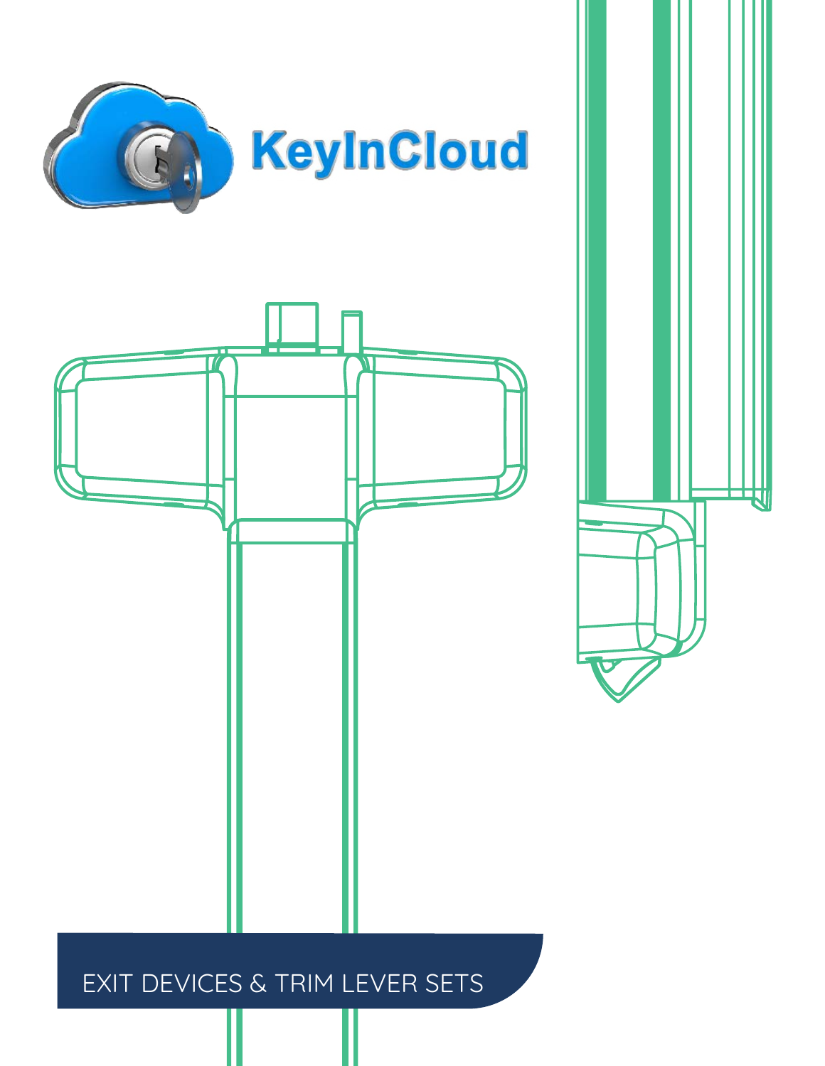KeyInCloud

# EXIT DEVICES & TRIM LEVER SETS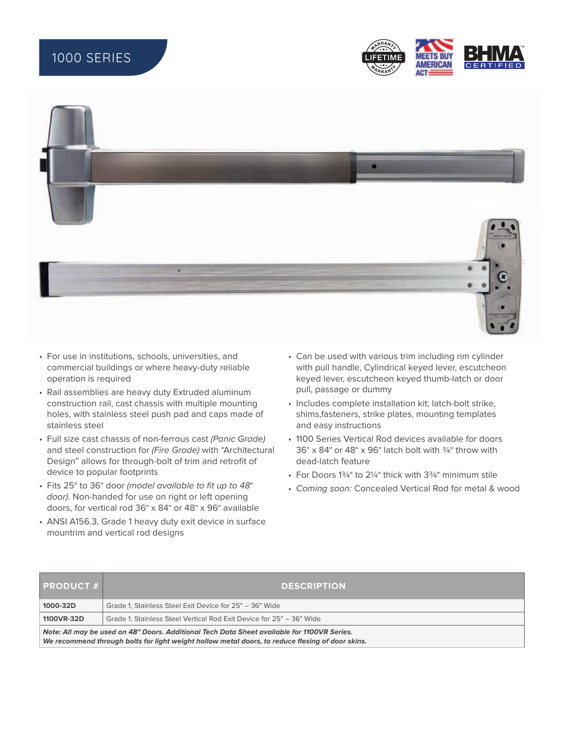# 1000 SERIES

- For use in institutions, schools, universities, and commercial buildings or where heavy-duty reliable operation is required
- Rail assemblies are heavy duty Extruded aluminum construction rail, cast chassis with multiple mounting holes, with stainless steel push pad and caps made of stainless steel
- Full size cast chassis of non-ferrous cast *(Panic Grade)* and steel construction for *(Fire Grade)* with "Architectural Design" allows for through-bolt of trim and retrofit of device to popular footprints
- Fits 25" to 36" door *(model available to fit up to 48" door).* Non-handed for use on right or left opening doors, for vertical rod 36" x 84" or 48" x 96" available
- ANSI A156.3, Grade 1 heavy duty exit device in surface mountrim and vertical rod designs
- Can be used with various trim including rim cylinder with pull handle, Cylindrical keyed lever, escutcheon keyed lever, escutcheon keyed thumb-latch or door pull, passage or dummy
- Includes complete installation kit; latch-bolt strike, shims,fasteners, strike plates, mounting templates and easy instructions
- 1100 Series Vertical Rod devices available for doors 36" x 84" or 48" x 96" latch bolt with ¾" throw with dead-latch feature
- For Doors 1¾" to 2¼" thick with 3¾" minimum stile
- *Coming soon:* Concealed Vertical Rod for metal & wood

| PRODUCT # | DESCRIPTION |
|---|---|
| **1000-32D** | Grade 1, Stainless Steel Exit Device for 25" – 36" Wide |
| **1100VR-32D** | Grade 1, Stainless Steel Vertical Rod Exit Device for 25" – 36" Wide |

***Note: All may be used on 48" Doors. Additional Tech Data Sheet available for 1100VR Series.***
***We recommend through bolts for light weight hollow metal doors, to reduce flexing of door skins.***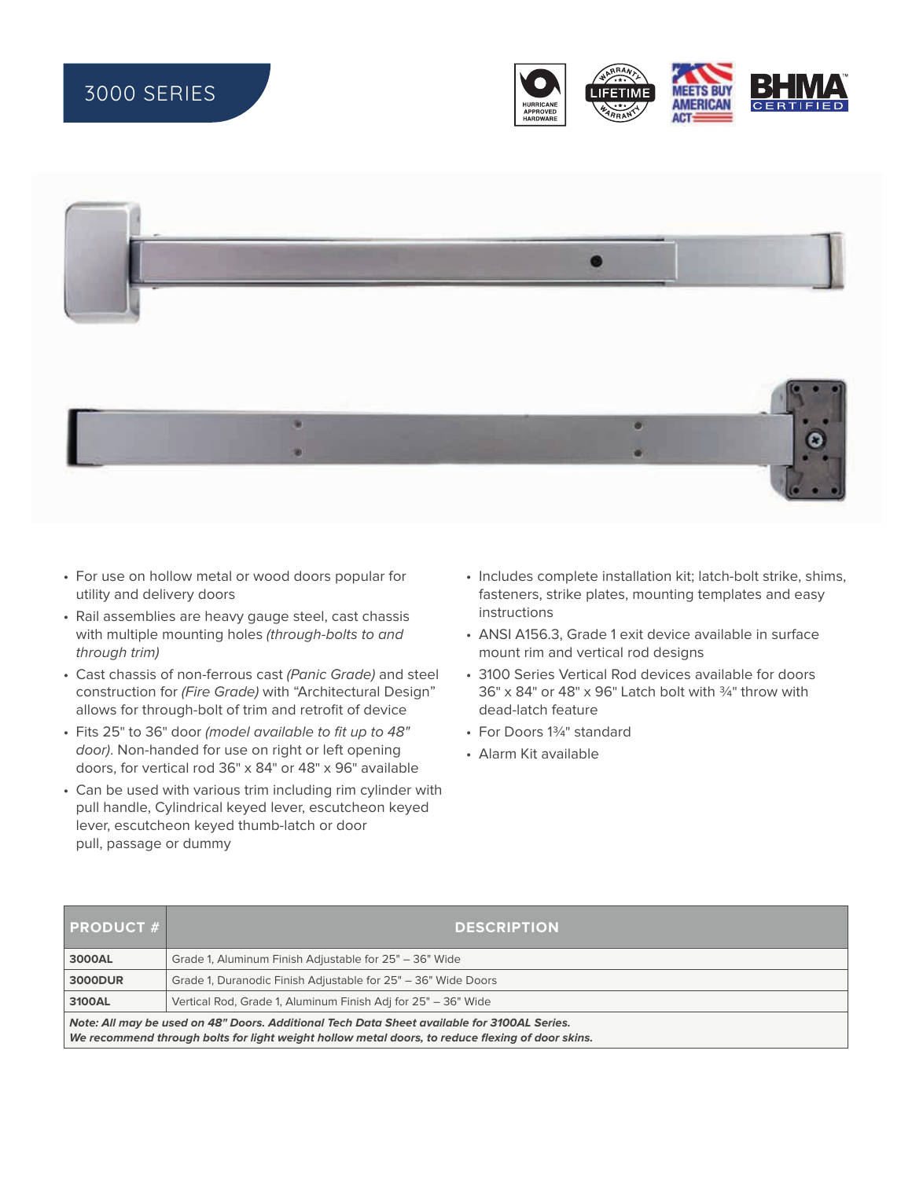# 3000 SERIES

- For use on hollow metal or wood doors popular for utility and delivery doors
- Rail assemblies are heavy gauge steel, cast chassis with multiple mounting holes *(through-bolts to and through trim)*
- Cast chassis of non-ferrous cast *(Panic Grade)* and steel construction for *(Fire Grade)* with "Architectural Design" allows for through-bolt of trim and retrofit of device
- Fits 25" to 36" door *(model available to fit up to 48" door)*. Non-handed for use on right or left opening doors, for vertical rod 36" x 84" or 48" x 96" available
- Can be used with various trim including rim cylinder with pull handle, Cylindrical keyed lever, escutcheon keyed lever, escutcheon keyed thumb-latch or door pull, passage or dummy
- Includes complete installation kit; latch-bolt strike, shims, fasteners, strike plates, mounting templates and easy instructions
- ANSI A156.3, Grade 1 exit device available in surface mount rim and vertical rod designs
- 3100 Series Vertical Rod devices available for doors 36" x 84" or 48" x 96" Latch bolt with ¾" throw with dead-latch feature
- For Doors 1¾" standard
- Alarm Kit available

| PRODUCT # | DESCRIPTION |
|---|---|
| **3000AL** | Grade 1, Aluminum Finish Adjustable for 25" – 36" Wide |
| **3000DUR** | Grade 1, Duranodic Finish Adjustable for 25" – 36" Wide Doors |
| **3100AL** | Vertical Rod, Grade 1, Aluminum Finish Adj for 25" – 36" Wide |
| ***Note: All may be used on 48" Doors. Additional Tech Data Sheet available for 3100AL Series. We recommend through bolts for light weight hollow metal doors, to reduce flexing of door skins.*** | |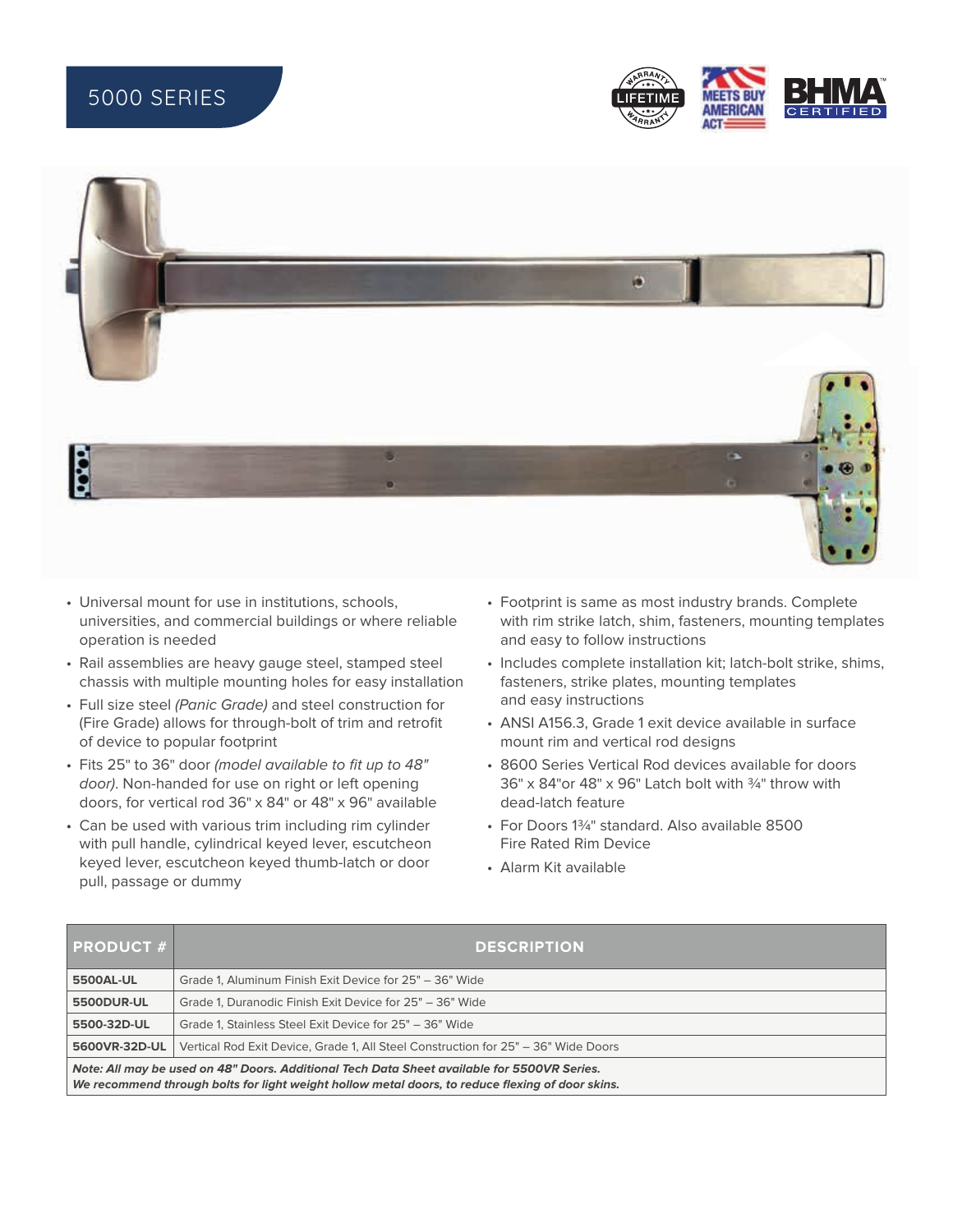# 5000 SERIES

- Universal mount for use in institutions, schools, universities, and commercial buildings or where reliable operation is needed
- Rail assemblies are heavy gauge steel, stamped steel chassis with multiple mounting holes for easy installation
- Full size steel *(Panic Grade)* and steel construction for (Fire Grade) allows for through-bolt of trim and retrofit of device to popular footprint
- Fits 25" to 36" door *(model available to fit up to 48" door).* Non-handed for use on right or left opening doors, for vertical rod 36" x 84" or 48" x 96" available
- Can be used with various trim including rim cylinder with pull handle, cylindrical keyed lever, escutcheon keyed lever, escutcheon keyed thumb-latch or door pull, passage or dummy
- Footprint is same as most industry brands. Complete with rim strike latch, shim, fasteners, mounting templates and easy to follow instructions
- Includes complete installation kit; latch-bolt strike, shims, fasteners, strike plates, mounting templates and easy instructions
- ANSI A156.3, Grade 1 exit device available in surface mount rim and vertical rod designs
- 8600 Series Vertical Rod devices available for doors 36" x 84"or 48" x 96" Latch bolt with ¾" throw with dead-latch feature
- For Doors 1¾" standard. Also available 8500 Fire Rated Rim Device
- Alarm Kit available

| PRODUCT # | DESCRIPTION |
|---|---|
| **5500AL-UL** | Grade 1, Aluminum Finish Exit Device for 25" – 36" Wide |
| **5500DUR-UL** | Grade 1, Duranodic Finish Exit Device for 25" – 36" Wide |
| **5500-32D-UL** | Grade 1, Stainless Steel Exit Device for 25" – 36" Wide |
| **5600VR-32D-UL** | Vertical Rod Exit Device, Grade 1, All Steel Construction for 25" – 36" Wide Doors |

***Note: All may be used on 48" Doors. Additional Tech Data Sheet available for 5500VR Series.***
***We recommend through bolts for light weight hollow metal doors, to reduce flexing of door skins.***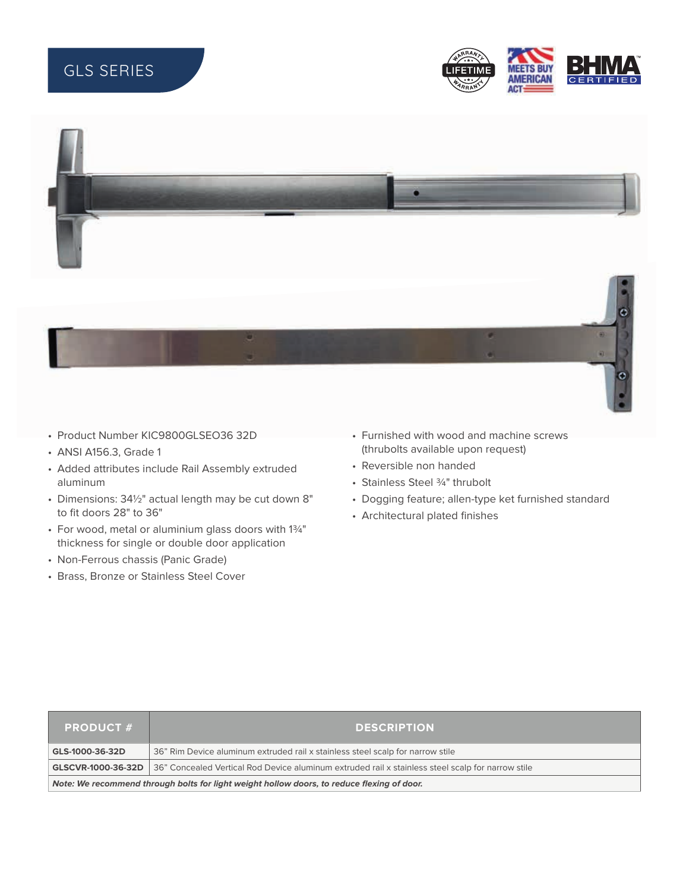# GLS SERIES

- Product Number KIC9800GLSEO36 32D
- ANSI A156.3, Grade 1
- Added attributes include Rail Assembly extruded aluminum
- Dimensions: 34½" actual length may be cut down 8" to fit doors 28" to 36"
- For wood, metal or aluminium glass doors with 1¾" thickness for single or double door application
- Non-Ferrous chassis (Panic Grade)
- Brass, Bronze or Stainless Steel Cover
- Furnished with wood and machine screws (thrubolts available upon request)
- Reversible non handed
- Stainless Steel ¾" thrubolt
- Dogging feature; allen-type ket furnished standard
- Architectural plated finishes

| PRODUCT # | DESCRIPTION |
| --- | --- |
| GLS-1000-36-32D | 36" Rim Device aluminum extruded rail x stainless steel scalp for narrow stile |
| GLSCVR-1000-36-32D | 36" Concealed Vertical Rod Device aluminum extruded rail x stainless steel scalp for narrow stile |
| ***Note: We recommend through bolts for light weight hollow doors, to reduce flexing of door.*** | |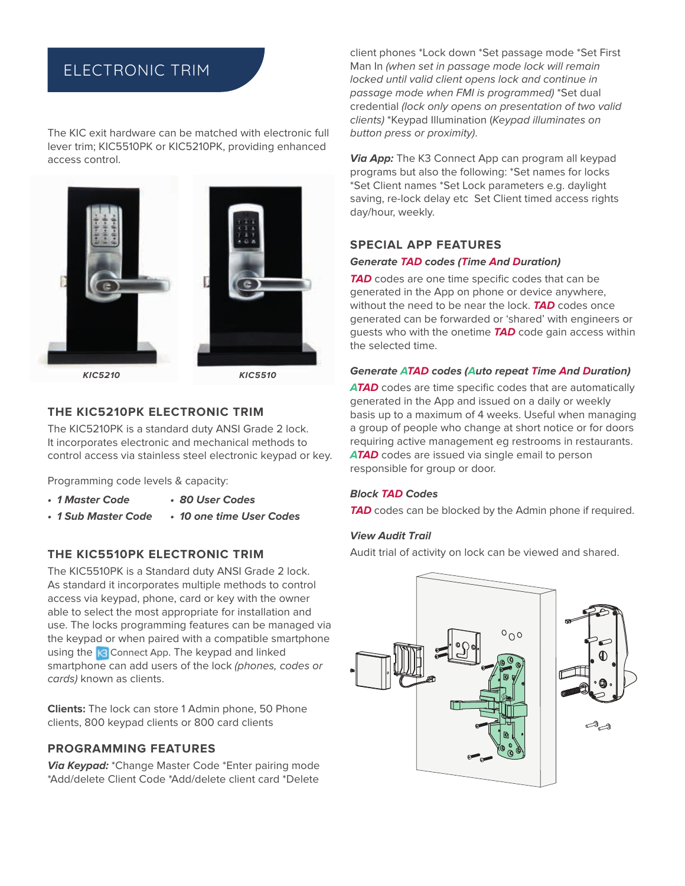# ELECTRONIC TRIM

The KIC exit hardware can be matched with electronic full lever trim; KIC5510PK or KIC5210PK, providing enhanced access control.

*KIC5210*

*KIC5510*

## THE KIC5210PK ELECTRONIC TRIM

The KIC5210PK is a standard duty ANSI Grade 2 lock. It incorporates electronic and mechanical methods to control access via stainless steel electronic keypad or key.

Programming code levels & capacity:

- ***1 Master Code***
- ***1 Sub Master Code***
- ***80 User Codes***
- ***10 one time User Codes***

## THE KIC5510PK ELECTRONIC TRIM

The KIC5510PK is a Standard duty ANSI Grade 2 lock. As standard it incorporates multiple methods to control access via keypad, phone, card or key with the owner able to select the most appropriate for installation and use. The locks programming features can be managed via the keypad or when paired with a compatible smartphone using the K3 Connect App. The keypad and linked smartphone can add users of the lock *(phones, codes or cards)* known as clients.

**Clients:** The lock can store 1 Admin phone, 50 Phone clients, 800 keypad clients or 800 card clients

## PROGRAMMING FEATURES

***Via Keypad:*** *Change Master Code *Enter pairing mode *Add/delete Client Code *Add/delete client card *Delete client phones *Lock down *Set passage mode *Set First Man In *(when set in passage mode lock will remain locked until valid client opens lock and continue in passage mode when FMI is programmed)* *Set dual credential *(lock only opens on presentation of two valid clients)* *Keypad Illumination (*Keypad illuminates on button press or proximity)*.

***Via App:*** The K3 Connect App can program all keypad programs but also the following: *Set names for locks *Set Client names *Set Lock parameters e.g. daylight saving, re-lock delay etc Set Client timed access rights day/hour, weekly.

## SPECIAL APP FEATURES

***Generate TAD codes (Time And Duration)***

***TAD*** codes are one time specific codes that can be generated in the App on phone or device anywhere, without the need to be near the lock. ***TAD*** codes once generated can be forwarded or 'shared' with engineers or guests who with the onetime ***TAD*** code gain access within the selected time.

***Generate ATAD codes (Auto repeat Time And Duration)***

***ATAD*** codes are time specific codes that are automatically generated in the App and issued on a daily or weekly basis up to a maximum of 4 weeks. Useful when managing a group of people who change at short notice or for doors requiring active management eg restrooms in restaurants. ***ATAD*** codes are issued via single email to person responsible for group or door.

***Block TAD Codes***

***TAD*** codes can be blocked by the Admin phone if required.

***View Audit Trail***

Audit trial of activity on lock can be viewed and shared.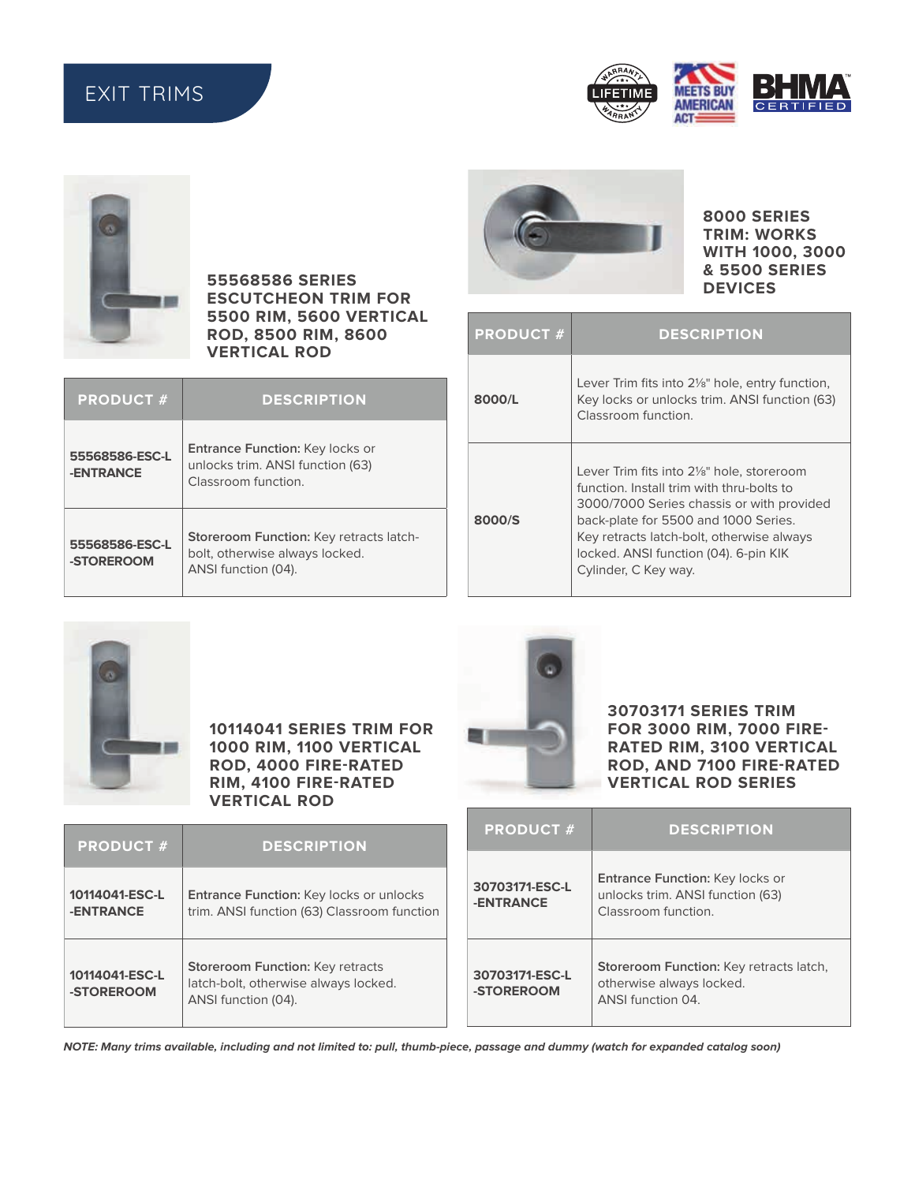# EXIT TRIMS

## 55568586 SERIES ESCUTCHEON TRIM FOR 5500 RIM, 5600 VERTICAL ROD, 8500 RIM, 8600 VERTICAL ROD

| PRODUCT # | DESCRIPTION |
|---|---|
| 55568586-ESC-L -ENTRANCE | **Entrance Function:** Key locks or unlocks trim. ANSI function (63) Classroom function. |
| 55568586-ESC-L -STOREROOM | **Storeroom Function:** Key retracts latch-bolt, otherwise always locked. ANSI function (04). |

## 8000 SERIES TRIM: WORKS WITH 1000, 3000 & 5500 SERIES DEVICES

| PRODUCT # | DESCRIPTION |
|---|---|
| 8000/L | Lever Trim fits into 2⅛" hole, entry function, Key locks or unlocks trim. ANSI function (63) Classroom function. |
| 8000/S | Lever Trim fits into 2⅛" hole, storeroom function. Install trim with thru-bolts to 3000/7000 Series chassis or with provided back-plate for 5500 and 1000 Series. Key retracts latch-bolt, otherwise always locked. ANSI function (04). 6-pin KIK Cylinder, C Key way. |

## 10114041 SERIES TRIM FOR 1000 RIM, 1100 VERTICAL ROD, 4000 FIRE-RATED RIM, 4100 FIRE-RATED VERTICAL ROD

| PRODUCT # | DESCRIPTION |
|---|---|
| 10114041-ESC-L -ENTRANCE | **Entrance Function:** Key locks or unlocks trim. ANSI function (63) Classroom function |
| 10114041-ESC-L -STOREROOM | **Storeroom Function:** Key retracts latch-bolt, otherwise always locked. ANSI function (04). |

## 30703171 SERIES TRIM FOR 3000 RIM, 7000 FIRE-RATED RIM, 3100 VERTICAL ROD, AND 7100 FIRE-RATED VERTICAL ROD SERIES

| PRODUCT # | DESCRIPTION |
|---|---|
| 30703171-ESC-L -ENTRANCE | **Entrance Function:** Key locks or unlocks trim. ANSI function (63) Classroom function. |
| 30703171-ESC-L -STOREROOM | **Storeroom Function:** Key retracts latch, otherwise always locked. ANSI function 04. |

***NOTE: Many trims available, including and not limited to: pull, thumb-piece, passage and dummy (watch for expanded catalog soon)***